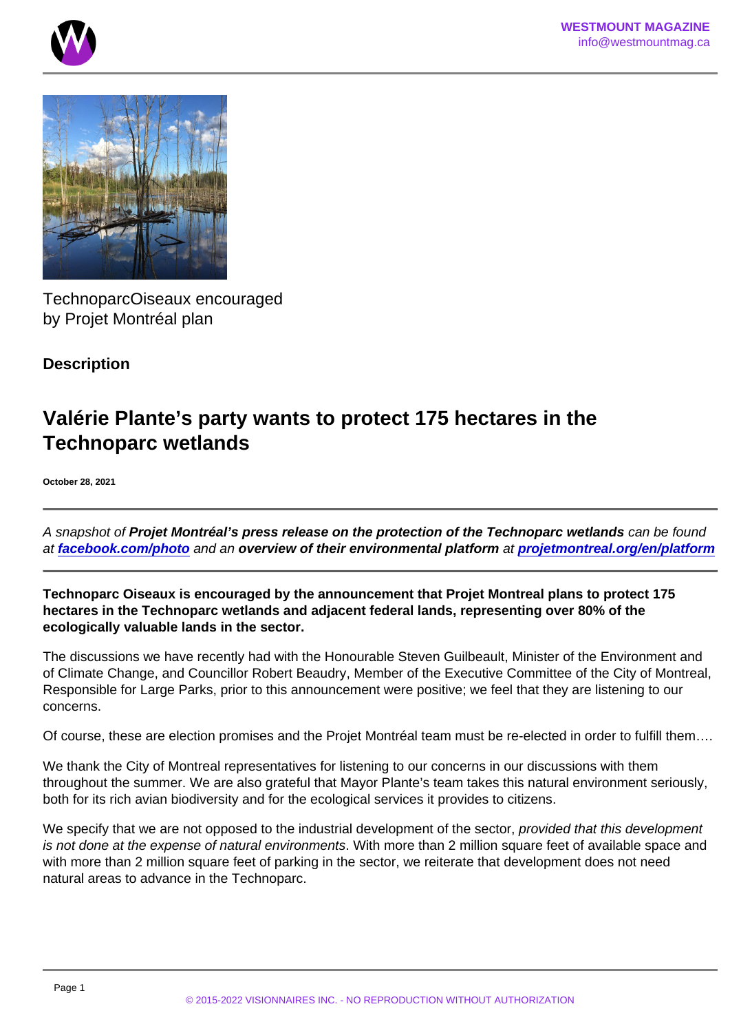TechnoparcOiseaux encouraged by Projet Montréal plan

**Description**

## Valérie Plante's party wants to protect 175 hectares in the Technoparc wetlands

**October 28, 2021**

*A snapshot of* ***Projet Montréal's press release on the protection of the Technoparc wetlands*** *can be found at* [***facebook.com/photo***](facebook.com/photo) *and an* ***overview of their environmental platform*** *at* [***projetmontreal.org/en/platform***](projetmontreal.org/en/platform)

**Technoparc Oiseaux is encouraged by the announcement that Projet Montreal plans to protect 175 hectares in the Technoparc wetlands and adjacent federal lands, representing over 80% of the ecologically valuable lands in the sector.**

The discussions we have recently had with the Honourable Steven Guilbeault, Minister of the Environment and of Climate Change, and Councillor Robert Beaudry, Member of the Executive Committee of the City of Montreal, Responsible for Large Parks, prior to this announcement were positive; we feel that they are listening to our concerns.

Of course, these are election promises and the Projet Montréal team must be re-elected in order to fulfill them….

We thank the City of Montreal representatives for listening to our concerns in our discussions with them throughout the summer. We are also grateful that Mayor Plante's team takes this natural environment seriously, both for its rich avian biodiversity and for the ecological services it provides to citizens.

We specify that we are not opposed to the industrial development of the sector, *provided that this development is not done at the expense of natural environments*. With more than 2 million square feet of available space and with more than 2 million square feet of parking in the sector, we reiterate that development does not need natural areas to advance in the Technoparc.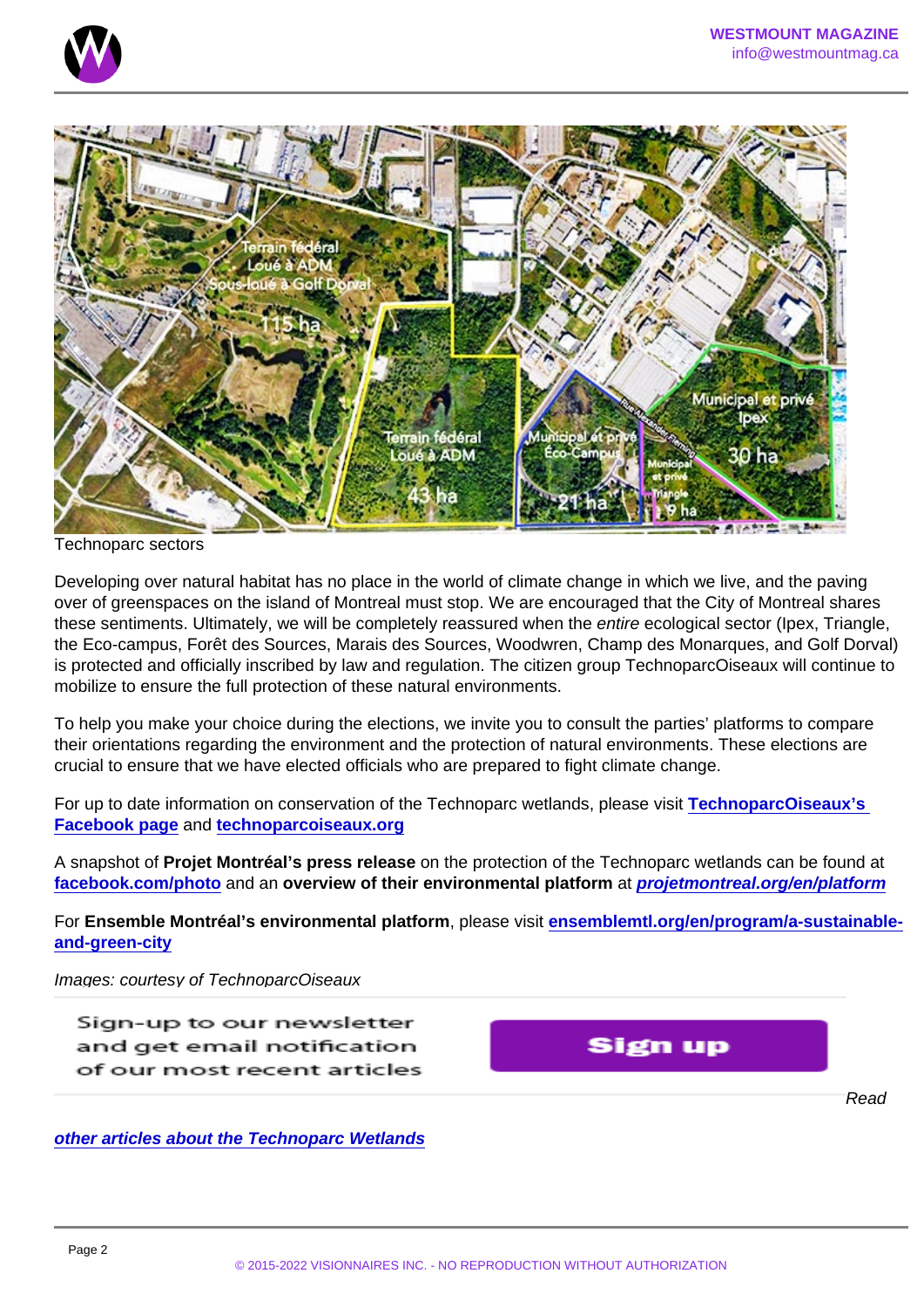Technoparc sectors

Developing over natural habitat has no place in the world of climate change in which we live, and the paving over of greenspaces on the island of Montreal must stop. We are encouraged that the City of Montreal shares these sentiments. Ultimately, we will be completely reassured when the *entire* ecological sector (Ipex, Triangle, the Eco-campus, Forêt des Sources, Marais des Sources, Woodwren, Champ des Monarques, and Golf Dorval) is protected and officially inscribed by law and regulation. The citizen group TechnoparcOiseaux will continue to mobilize to ensure the full protection of these natural environments.

To help you make your choice during the elections, we invite you to consult the parties' platforms to compare their orientations regarding the environment and the protection of natural environments. These elections are crucial to ensure that we have elected officials who are prepared to fight climate change.

For up to date information on conservation of the Technoparc wetlands, please visit **TechnoparcOiseaux's Facebook page** and **technoparcoiseaux.org**

A snapshot of **Projet Montréal's press release** on the protection of the Technoparc wetlands can be found at **facebook.com/photo** and an **overview of their environmental platform** at ***projetmontreal.org/en/platform***

For **Ensemble Montréal's environmental platform**, please visit **ensemblemtl.org/en/program/a-sustainable-and-green-city**

*Images: courtesy of TechnoparcOiseaux*

Sign-up to our newsletter and get email notification of our most recent articles

Sign up

*Read* ***other articles about the Technoparc Wetlands***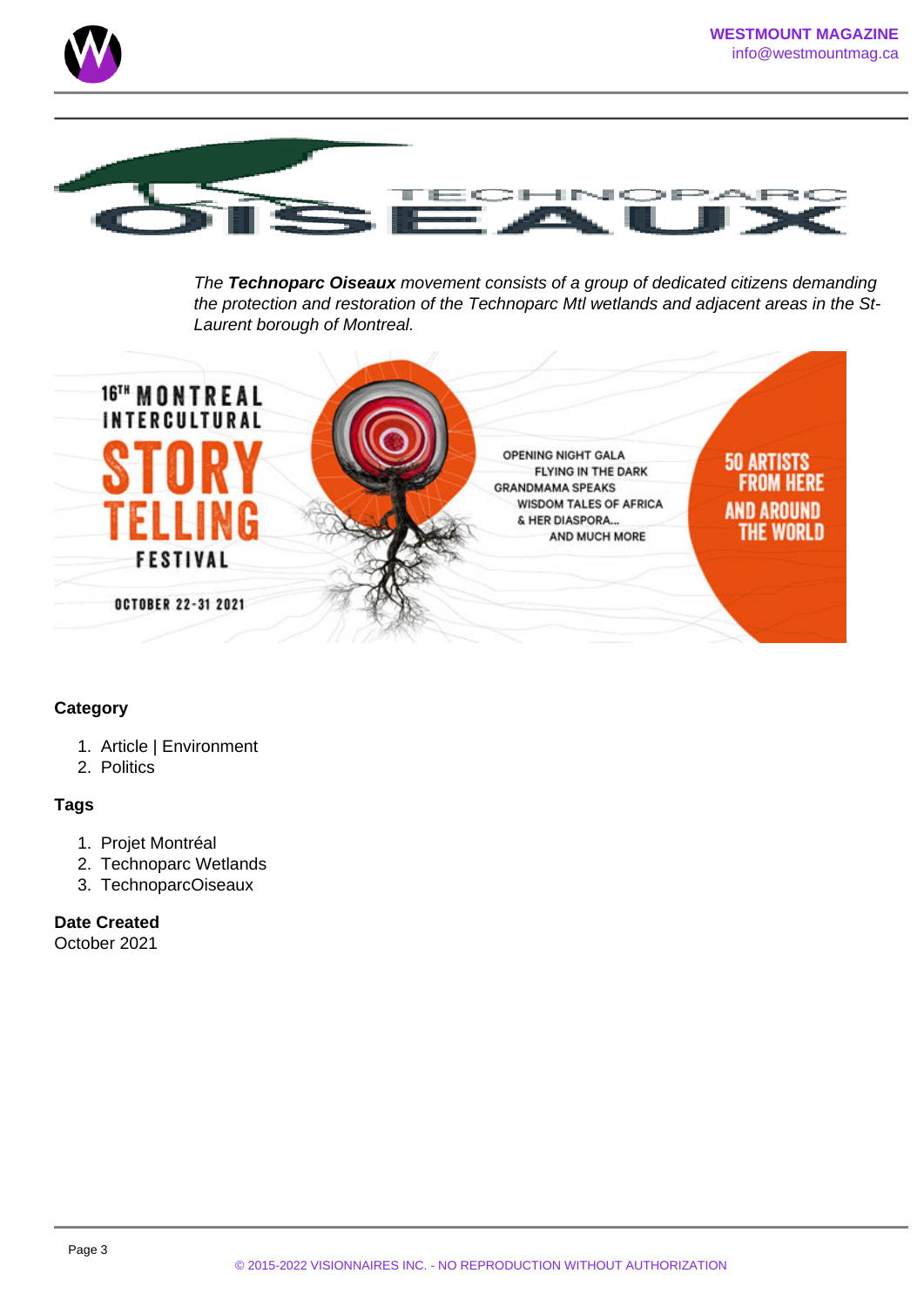*The **Technoparc Oiseaux** movement consists of a group of dedicated citizens demanding the protection and restoration of the Technoparc Mtl wetlands and adjacent areas in the St-Laurent borough of Montreal.*

**Category**

1. Article | Environment
2. Politics

**Tags**

1. Projet Montréal
2. Technoparc Wetlands
3. TechnoparcOiseaux

**Date Created**
October 2021